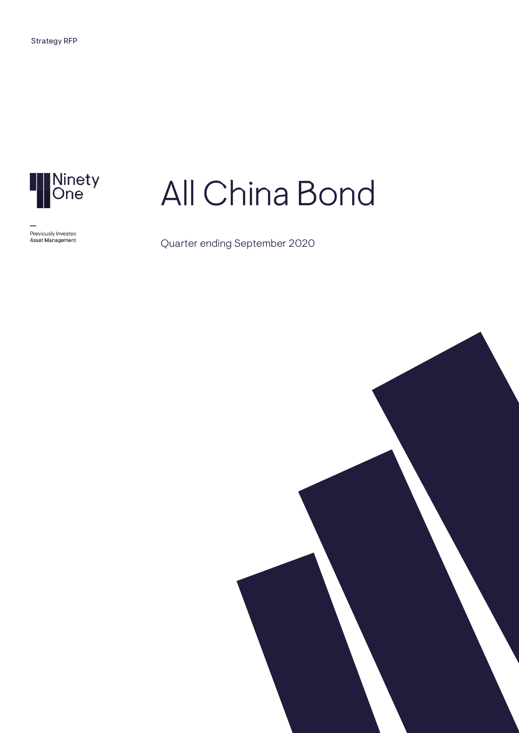Strategy RFP

Ninety One

Previously Investec Asset Management

# All China Bond

Quarter ending September 2020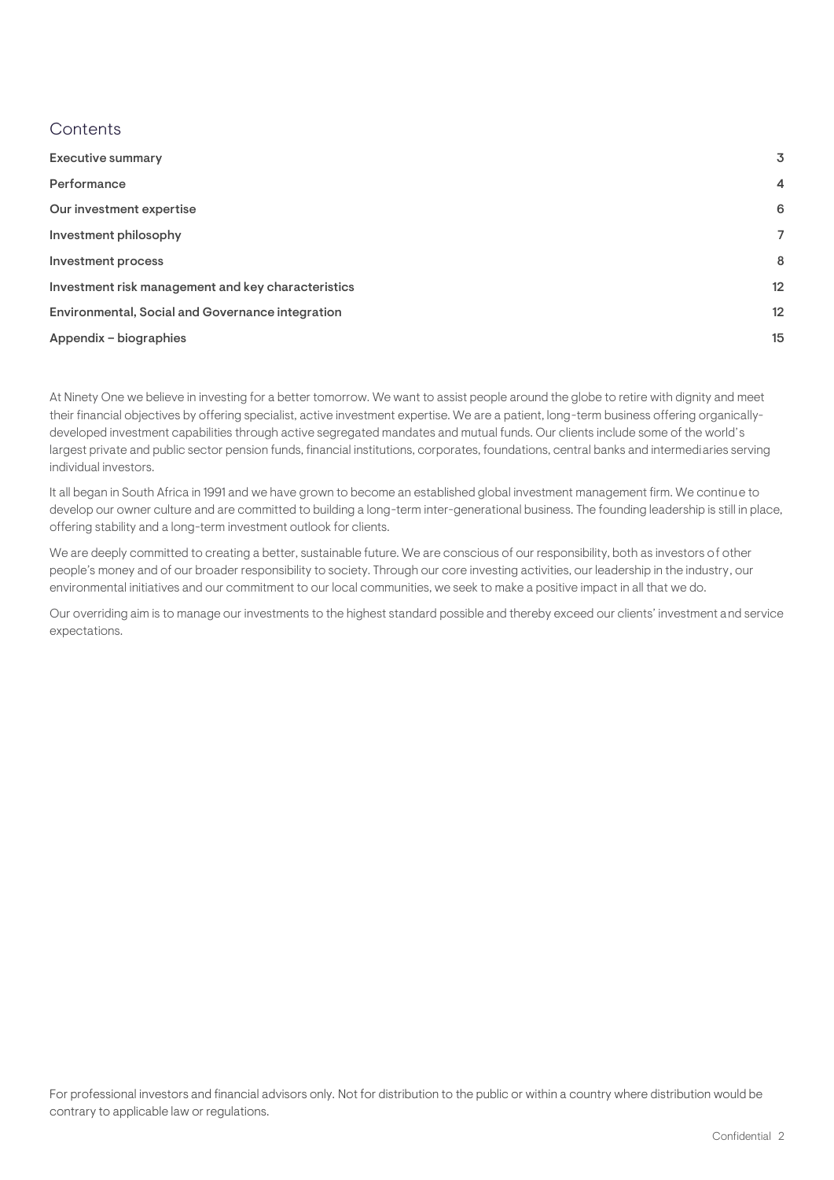## Contents

| | |
|---|---|
| **Executive summary** | 3 |
| **Performance** | 4 |
| **Our investment expertise** | 6 |
| **Investment philosophy** | 7 |
| **Investment process** | 8 |
| **Investment risk management and key characteristics** | 12 |
| **Environmental, Social and Governance integration** | 12 |
| **Appendix – biographies** | 15 |

At Ninety One we believe in investing for a better tomorrow. We want to assist people around the globe to retire with dignity and meet their financial objectives by offering specialist, active investment expertise. We are a patient, long-term business offering organically-developed investment capabilities through active segregated mandates and mutual funds. Our clients include some of the world's largest private and public sector pension funds, financial institutions, corporates, foundations, central banks and intermediaries serving individual investors.

It all began in South Africa in 1991 and we have grown to become an established global investment management firm. We continue to develop our owner culture and are committed to building a long-term inter-generational business. The founding leadership is still in place, offering stability and a long-term investment outlook for clients.

We are deeply committed to creating a better, sustainable future. We are conscious of our responsibility, both as investors of other people's money and of our broader responsibility to society. Through our core investing activities, our leadership in the industry, our environmental initiatives and our commitment to our local communities, we seek to make a positive impact in all that we do.

Our overriding aim is to manage our investments to the highest standard possible and thereby exceed our clients' investment and service expectations.

For professional investors and financial advisors only. Not for distribution to the public or within a country where distribution would be contrary to applicable law or regulations.

Confidential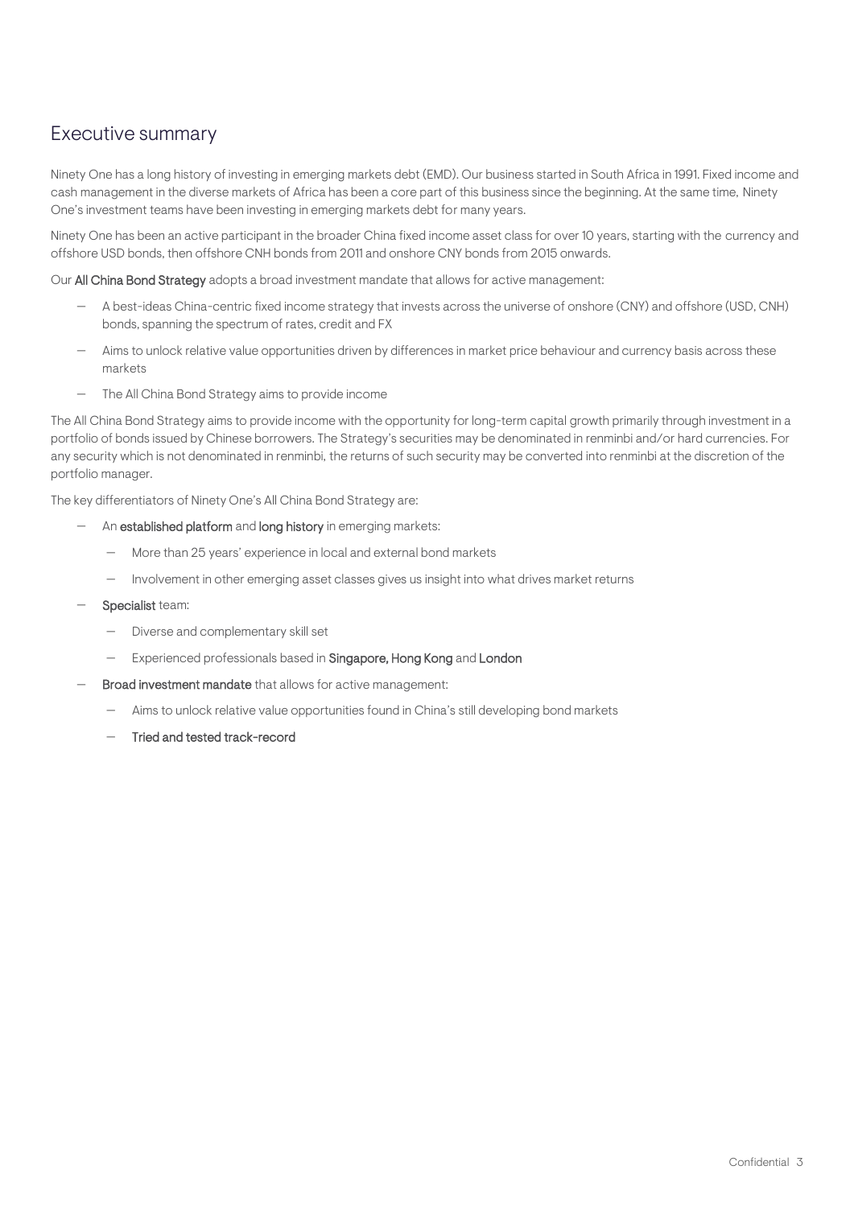## Executive summary

Ninety One has a long history of investing in emerging markets debt (EMD). Our business started in South Africa in 1991. Fixed income and cash management in the diverse markets of Africa has been a core part of this business since the beginning. At the same time, Ninety One's investment teams have been investing in emerging markets debt for many years.

Ninety One has been an active participant in the broader China fixed income asset class for over 10 years, starting with the currency and offshore USD bonds, then offshore CNH bonds from 2011 and onshore CNY bonds from 2015 onwards.

Our **All China Bond Strategy** adopts a broad investment mandate that allows for active management:

- A best-ideas China-centric fixed income strategy that invests across the universe of onshore (CNY) and offshore (USD, CNH) bonds, spanning the spectrum of rates, credit and FX
- Aims to unlock relative value opportunities driven by differences in market price behaviour and currency basis across these markets
- The All China Bond Strategy aims to provide income

The All China Bond Strategy aims to provide income with the opportunity for long-term capital growth primarily through investment in a portfolio of bonds issued by Chinese borrowers. The Strategy's securities may be denominated in renminbi and/or hard currencies. For any security which is not denominated in renminbi, the returns of such security may be converted into renminbi at the discretion of the portfolio manager.

The key differentiators of Ninety One's All China Bond Strategy are:

- An **established platform** and **long history** in emerging markets:
  - More than 25 years' experience in local and external bond markets
  - Involvement in other emerging asset classes gives us insight into what drives market returns
- **Specialist** team:
  - Diverse and complementary skill set
  - Experienced professionals based in **Singapore, Hong Kong** and **London**
- **Broad investment mandate** that allows for active management:
  - Aims to unlock relative value opportunities found in China's still developing bond markets
  - **Tried and tested track-record**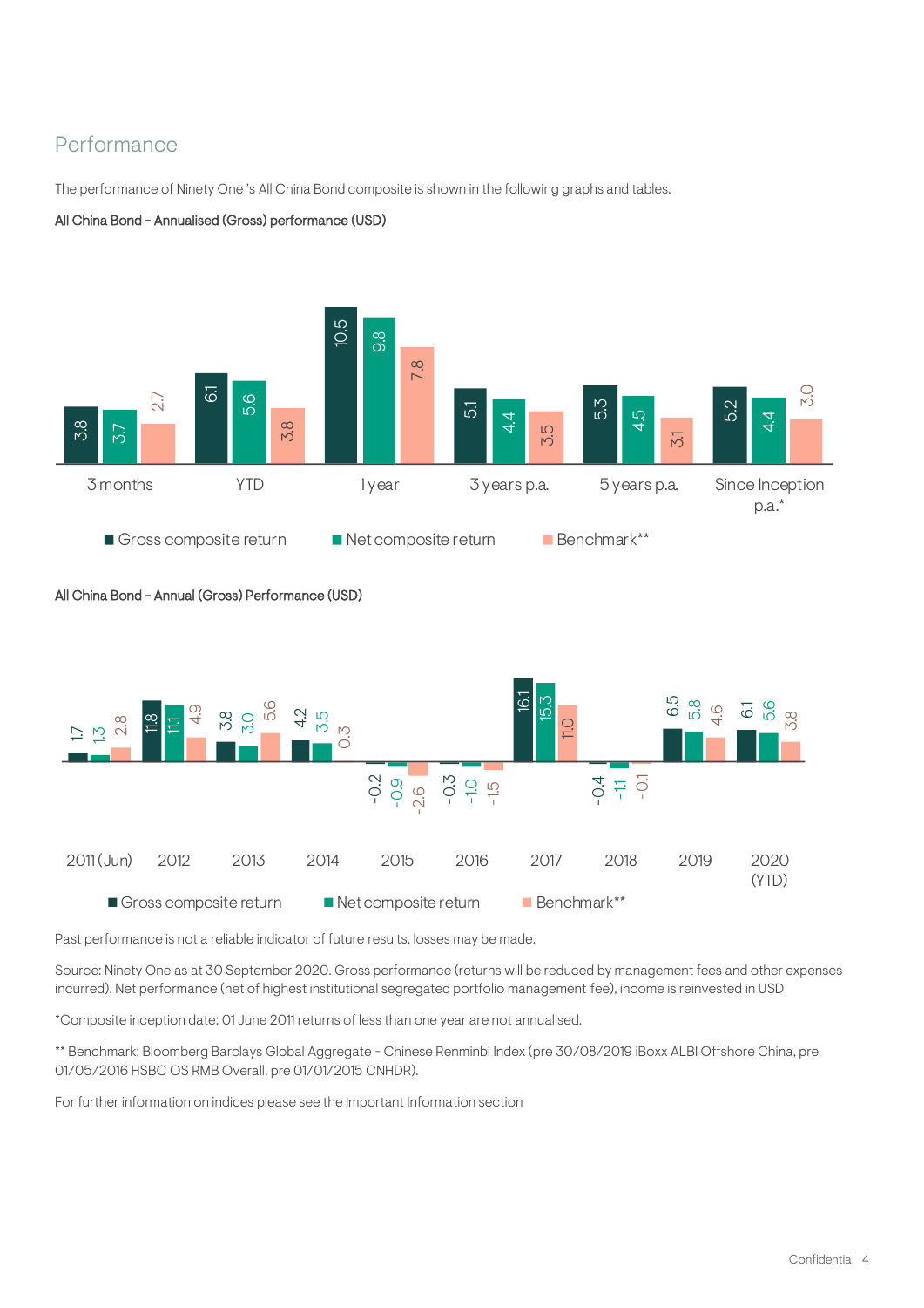## Performance

The performance of Ninety One 's All China Bond composite is shown in the following graphs and tables.

**All China Bond - Annualised (Gross) performance (USD)**

| | 3 months | YTD | 1 year | 3 years p.a. | 5 years p.a. | Since Inception p.a.* |
|---|---|---|---|---|---|---|
| Gross composite return | 3.8 | 6.1 | 10.5 | 5.1 | 5.3 | 5.2 |
| Net composite return | 3.7 | 5.6 | 9.8 | 4.4 | 4.5 | 4.4 |
| Benchmark** | 2.7 | 3.8 | 7.8 | 3.5 | 3.1 | 3.0 |

**All China Bond - Annual (Gross) Performance (USD)**

| | 2011 (Jun) | 2012 | 2013 | 2014 | 2015 | 2016 | 2017 | 2018 | 2019 | 2020 (YTD) |
|---|---|---|---|---|---|---|---|---|---|---|
| Gross composite return | 1.7 | 11.8 | 3.8 | 4.2 | -0.2 | -0.3 | 16.1 | -0.4 | 6.5 | 6.1 |
| Net composite return | 1.3 | 11.1 | 3.0 | 3.5 | -0.9 | -1.0 | 15.3 | -1.1 | 5.8 | 5.6 |
| Benchmark** | 2.8 | 4.9 | 5.6 | 0.3 | -2.6 | -1.5 | 11.0 | -0.1 | 4.6 | 3.8 |

Past performance is not a reliable indicator of future results, losses may be made.

Source: Ninety One as at 30 September 2020. Gross performance (returns will be reduced by management fees and other expenses incurred). Net performance (net of highest institutional segregated portfolio management fee), income is reinvested in USD

*Composite inception date: 01 June 2011 returns of less than one year are not annualised.

** Benchmark: Bloomberg Barclays Global Aggregate - Chinese Renminbi Index (pre 30/08/2019 iBoxx ALBI Offshore China, pre 01/05/2016 HSBC OS RMB Overall, pre 01/01/2015 CNHDR).

For further information on indices please see the Important Information section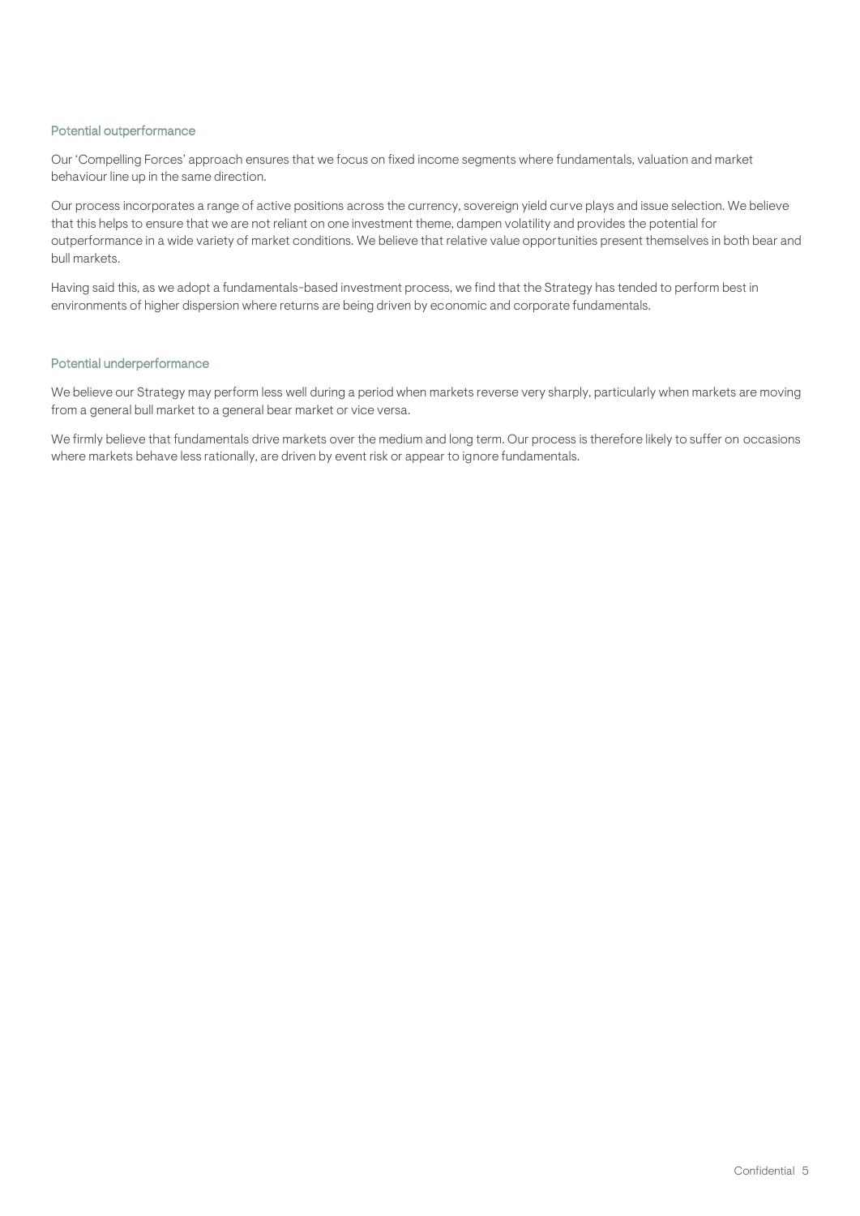### Potential outperformance

Our 'Compelling Forces' approach ensures that we focus on fixed income segments where fundamentals, valuation and market behaviour line up in the same direction.

Our process incorporates a range of active positions across the currency, sovereign yield curve plays and issue selection. We believe that this helps to ensure that we are not reliant on one investment theme, dampen volatility and provides the potential for outperformance in a wide variety of market conditions. We believe that relative value opportunities present themselves in both bear and bull markets.

Having said this, as we adopt a fundamentals-based investment process, we find that the Strategy has tended to perform best in environments of higher dispersion where returns are being driven by economic and corporate fundamentals.

### Potential underperformance

We believe our Strategy may perform less well during a period when markets reverse very sharply, particularly when markets are moving from a general bull market to a general bear market or vice versa.

We firmly believe that fundamentals drive markets over the medium and long term. Our process is therefore likely to suffer on occasions where markets behave less rationally, are driven by event risk or appear to ignore fundamentals.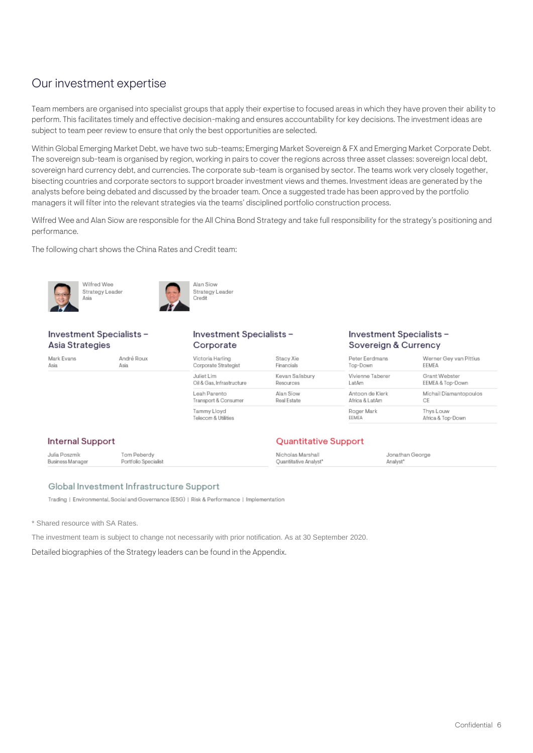# Our investment expertise

Team members are organised into specialist groups that apply their expertise to focused areas in which they have proven their ability to perform. This facilitates timely and effective decision-making and ensures accountability for key decisions. The investment ideas are subject to team peer review to ensure that only the best opportunities are selected.

Within Global Emerging Market Debt, we have two sub-teams; Emerging Market Sovereign & FX and Emerging Market Corporate Debt. The sovereign sub-team is organised by region, working in pairs to cover the regions across three asset classes: sovereign local debt, sovereign hard currency debt, and currencies. The corporate sub-team is organised by sector. The teams work very closely together, bisecting countries and corporate sectors to support broader investment views and themes. Investment ideas are generated by the analysts before being debated and discussed by the broader team. Once a suggested trade has been approved by the portfolio managers it will filter into the relevant strategies via the teams' disciplined portfolio construction process.

Wilfred Wee and Alan Siow are responsible for the All China Bond Strategy and take full responsibility for the strategy's positioning and performance.

The following chart shows the China Rates and Credit team:

Wilfred Wee
Strategy Leader
Asia

Alan Siow
Strategy Leader
Credit

### Investment Specialists – Asia Strategies

| | |
|---|---|
| Mark Evans<br>Asia | André Roux<br>Asia |

### Investment Specialists – Corporate

| | |
|---|---|
| Victoria Harling<br>Corporate Strategist | Stacy Xie<br>Financials |
| Juliet Lim<br>Oil & Gas, Infrastructure | Kevan Salisbury<br>Resources |
| Leah Parento<br>Transport & Consumer | Alan Siow<br>Real Estate |
| Tammy Lloyd<br>Telecom & Utilities | |

### Investment Specialists – Sovereign & Currency

| | |
|---|---|
| Peter Eerdmans<br>Top-Down | Werner Gey van Pittius<br>EEMEA |
| Vivienne Taberer<br>LatAm | Grant Webster<br>EEMEA & Top-Down |
| Antoon de Klerk<br>Africa & LatAm | Michaïl Diamantopoulos<br>CE |
| Roger Mark<br>EEMEA | Thys Louw<br>Africa & Top-Down |

### Internal Support

| | |
|---|---|
| Julia Poszmik<br>Business Manager | Tom Peberdy<br>Portfolio Specialist |

### Quantitative Support

| | |
|---|---|
| Nicholas Marshall<br>Quantitative Analyst* | Jonathan George<br>Analyst* |

### Global Investment Infrastructure Support

Trading | Environmental, Social and Governance (ESG) | Risk & Performance | Implementation

* Shared resource with SA Rates.

The investment team is subject to change not necessarily with prior notification. As at 30 September 2020.

Detailed biographies of the Strategy leaders can be found in the Appendix.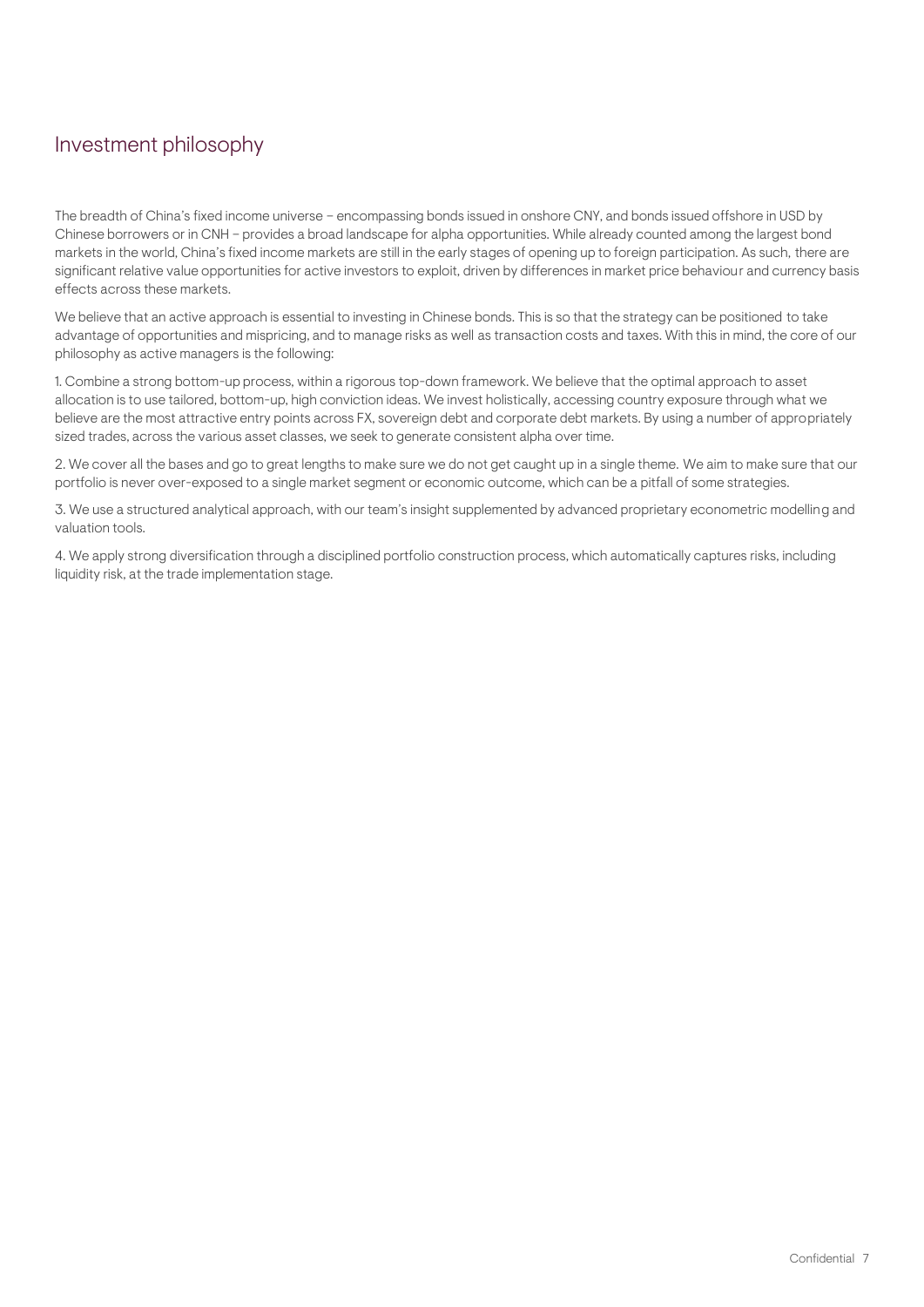## Investment philosophy

The breadth of China's fixed income universe – encompassing bonds issued in onshore CNY, and bonds issued offshore in USD by Chinese borrowers or in CNH – provides a broad landscape for alpha opportunities. While already counted among the largest bond markets in the world, China's fixed income markets are still in the early stages of opening up to foreign participation. As such, there are significant relative value opportunities for active investors to exploit, driven by differences in market price behaviour and currency basis effects across these markets.

We believe that an active approach is essential to investing in Chinese bonds. This is so that the strategy can be positioned to take advantage of opportunities and mispricing, and to manage risks as well as transaction costs and taxes. With this in mind, the core of our philosophy as active managers is the following:

1. Combine a strong bottom-up process, within a rigorous top-down framework. We believe that the optimal approach to asset allocation is to use tailored, bottom-up, high conviction ideas. We invest holistically, accessing country exposure through what we believe are the most attractive entry points across FX, sovereign debt and corporate debt markets. By using a number of appropriately sized trades, across the various asset classes, we seek to generate consistent alpha over time.

2. We cover all the bases and go to great lengths to make sure we do not get caught up in a single theme. We aim to make sure that our portfolio is never over-exposed to a single market segment or economic outcome, which can be a pitfall of some strategies.

3. We use a structured analytical approach, with our team's insight supplemented by advanced proprietary econometric modelling and valuation tools.

4. We apply strong diversification through a disciplined portfolio construction process, which automatically captures risks, including liquidity risk, at the trade implementation stage.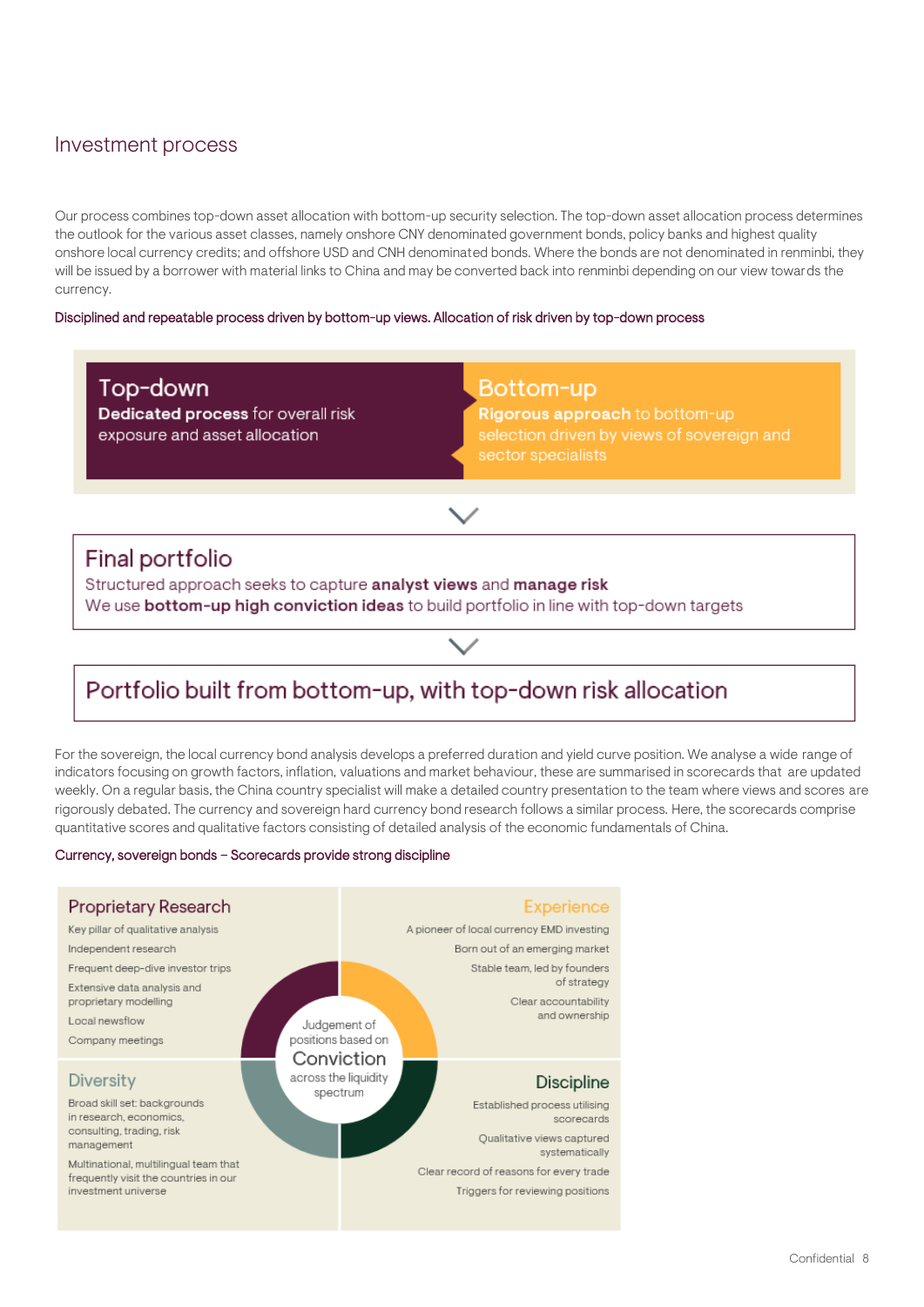## Investment process

Our process combines top-down asset allocation with bottom-up security selection. The top-down asset allocation process determines the outlook for the various asset classes, namely onshore CNY denominated government bonds, policy banks and highest quality onshore local currency credits; and offshore USD and CNH denominated bonds. Where the bonds are not denominated in renminbi, they will be issued by a borrower with material links to China and may be converted back into renminbi depending on our view towards the currency.

Disciplined and repeatable process driven by bottom-up views. Allocation of risk driven by top-down process

**Top-down**
**Dedicated process** for overall risk exposure and asset allocation

**Bottom-up**
**Rigorous approach** to bottom-up selection driven by views of sovereign and sector specialists

**Final portfolio**
Structured approach seeks to capture **analyst views** and **manage risk**
We use **bottom-up high conviction ideas** to build portfolio in line with top-down targets

**Portfolio built from bottom-up, with top-down risk allocation**

For the sovereign, the local currency bond analysis develops a preferred duration and yield curve position. We analyse a wide range of indicators focusing on growth factors, inflation, valuations and market behaviour, these are summarised in scorecards that are updated weekly. On a regular basis, the China country specialist will make a detailed country presentation to the team where views and scores are rigorously debated. The currency and sovereign hard currency bond research follows a similar process. Here, the scorecards comprise quantitative scores and qualitative factors consisting of detailed analysis of the economic fundamentals of China.

Currency, sovereign bonds – Scorecards provide strong discipline

**Proprietary Research**
- Key pillar of qualitative analysis
- Independent research
- Frequent deep-dive investor trips
- Extensive data analysis and proprietary modelling
- Local newsflow
- Company meetings

**Experience**
- A pioneer of local currency EMD investing
- Born out of an emerging market
- Stable team, led by founders of strategy
- Clear accountability and ownership

Judgement of positions based on **Conviction** across the liquidity spectrum

**Diversity**
- Broad skill set: backgrounds in research, economics, consulting, trading, risk management
- Multinational, multilingual team that frequently visit the countries in our investment universe

**Discipline**
- Established process utilising scorecards
- Qualitative views captured systematically
- Clear record of reasons for every trade
- Triggers for reviewing positions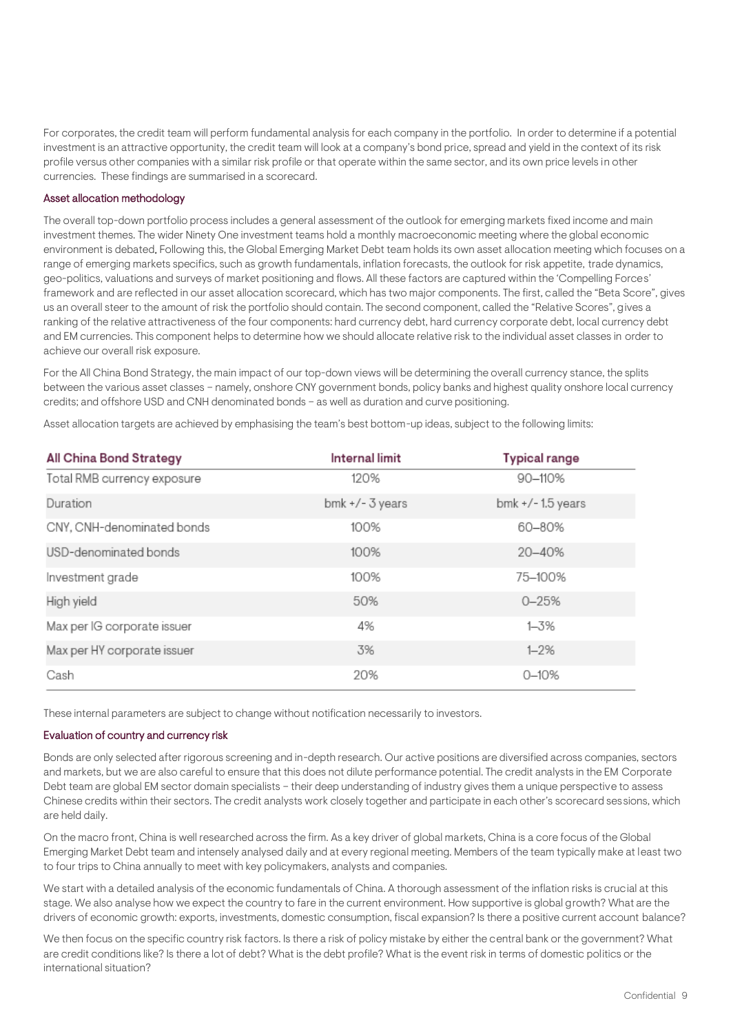For corporates, the credit team will perform fundamental analysis for each company in the portfolio. In order to determine if a potential investment is an attractive opportunity, the credit team will look at a company's bond price, spread and yield in the context of its risk profile versus other companies with a similar risk profile or that operate within the same sector, and its own price levels in other currencies. These findings are summarised in a scorecard.

### Asset allocation methodology

The overall top-down portfolio process includes a general assessment of the outlook for emerging markets fixed income and main investment themes. The wider Ninety One investment teams hold a monthly macroeconomic meeting where the global economic environment is debated. Following this, the Global Emerging Market Debt team holds its own asset allocation meeting which focuses on a range of emerging markets specifics, such as growth fundamentals, inflation forecasts, the outlook for risk appetite, trade dynamics, geo-politics, valuations and surveys of market positioning and flows. All these factors are captured within the 'Compelling Forces' framework and are reflected in our asset allocation scorecard, which has two major components. The first, called the "Beta Score", gives us an overall steer to the amount of risk the portfolio should contain. The second component, called the "Relative Scores", gives a ranking of the relative attractiveness of the four components: hard currency debt, hard currency corporate debt, local currency debt and EM currencies. This component helps to determine how we should allocate relative risk to the individual asset classes in order to achieve our overall risk exposure.

For the All China Bond Strategy, the main impact of our top-down views will be determining the overall currency stance, the splits between the various asset classes – namely, onshore CNY government bonds, policy banks and highest quality onshore local currency credits; and offshore USD and CNH denominated bonds – as well as duration and curve positioning.

Asset allocation targets are achieved by emphasising the team's best bottom-up ideas, subject to the following limits:

| All China Bond Strategy | Internal limit | Typical range |
|---|---|---|
| Total RMB currency exposure | 120% | 90–110% |
| Duration | bmk +/- 3 years | bmk +/- 1.5 years |
| CNY, CNH-denominated bonds | 100% | 60–80% |
| USD-denominated bonds | 100% | 20–40% |
| Investment grade | 100% | 75–100% |
| High yield | 50% | 0–25% |
| Max per IG corporate issuer | 4% | 1–3% |
| Max per HY corporate issuer | 3% | 1–2% |
| Cash | 20% | 0–10% |

These internal parameters are subject to change without notification necessarily to investors.

### Evaluation of country and currency risk

Bonds are only selected after rigorous screening and in-depth research. Our active positions are diversified across companies, sectors and markets, but we are also careful to ensure that this does not dilute performance potential. The credit analysts in the EM Corporate Debt team are global EM sector domain specialists – their deep understanding of industry gives them a unique perspective to assess Chinese credits within their sectors. The credit analysts work closely together and participate in each other's scorecard sessions, which are held daily.

On the macro front, China is well researched across the firm. As a key driver of global markets, China is a core focus of the Global Emerging Market Debt team and intensely analysed daily and at every regional meeting. Members of the team typically make at least two to four trips to China annually to meet with key policymakers, analysts and companies.

We start with a detailed analysis of the economic fundamentals of China. A thorough assessment of the inflation risks is crucial at this stage. We also analyse how we expect the country to fare in the current environment. How supportive is global growth? What are the drivers of economic growth: exports, investments, domestic consumption, fiscal expansion? Is there a positive current account balance?

We then focus on the specific country risk factors. Is there a risk of policy mistake by either the central bank or the government? What are credit conditions like? Is there a lot of debt? What is the debt profile? What is the event risk in terms of domestic politics or the international situation?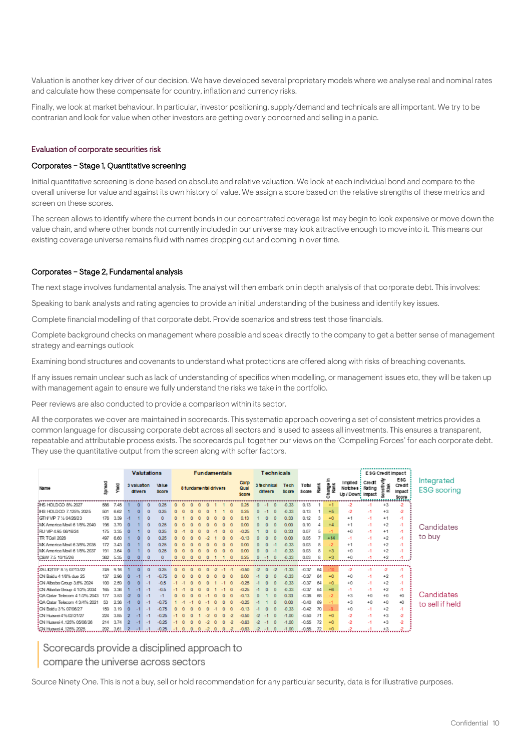Valuation is another key driver of our decision. We have developed several proprietary models where we analyse real and nominal rates and calculate how these compensate for country, inflation and currency risks.

Finally, we look at market behaviour. In particular, investor positioning, supply/demand and technicals are all important. We try to be contrarian and look for value when other investors are getting overly concerned and selling in a panic.

## Evaluation of corporate securities risk

### Corporates – Stage 1, Quantitative screening

Initial quantitative screening is done based on absolute and relative valuation. We look at each individual bond and compare to the overall universe for value and against its own history of value. We assign a score based on the relative strengths of these metrics and screen on these scores.

The screen allows to identify where the current bonds in our concentrated coverage list may begin to look expensive or move down the value chain, and where other bonds not currently included in our universe may look attractive enough to move into it. This means our existing coverage universe remains fluid with names dropping out and coming in over time.

### Corporates – Stage 2, Fundamental analysis

The next stage involves fundamental analysis. The analyst will then embark on in depth analysis of that corporate debt. This involves:

Speaking to bank analysts and rating agencies to provide an initial understanding of the business and identify key issues.

Complete financial modelling of that corporate debt. Provide scenarios and stress test those financials.

Complete background checks on management where possible and speak directly to the company to get a better sense of management strategy and earnings outlook

Examining bond structures and covenants to understand what protections are offered along with risks of breaching covenants.

If any issues remain unclear such as lack of understanding of specifics when modelling, or management issues etc, they will be taken up with management again to ensure we fully understand the risks we take in the portfolio.

Peer reviews are also conducted to provide a comparison within its sector.

All the corporates we cover are maintained in scorecards. This systematic approach covering a set of consistent metrics provides a common language for discussing corporate debt across all sectors and is used to assess all investments. This ensures a transparent, repeatable and attributable process exists. The scorecards pull together our views on the 'Compelling Forces' for each corporate debt. They use the quantitative output from the screen along with softer factors.

| Name | Spread | Yield | Valuations: 3 valuation drivers | | | Value Score | Fundamentals: 8 fundamental drivers | | | | | | | | Corp Qual Score | Technicals: 3 technical drivers | | | Tech Score | Total Score | Rank | Change in Rank | Implied Notches Up / Down | ESG Credit Impact: Credit Rating Impact | Sensitivity Risk | ESG Credit Impact Score |
|---|---|---|---|---|---|---|---|---|---|---|---|---|---|---|---|---|---|---|---|---|---|---|---|---|---|---|
| IHS HOLDCO 8% 2027 | 566 | 7.45 | 1 | 0 | 0 | 0.25 | 0 | 0 | 0 | 0 | 0 | 1 | 1 | 0 | 0.25 | 0 | -1 | 0 | -0.33 | 0.13 | 1 | +1 | -2 | -1 | +3 | -2 |
| IHS HOLDCO 7.125% 2025 | 501 | 6.62 | 1 | 0 | 0 | 0.25 | 0 | 0 | 0 | 0 | 0 | 1 | 1 | 0 | 0.25 | 0 | -1 | 0 | -0.33 | 0.13 | 1 | +5 | -2 | -1 | +3 | -2 |
| GTH VIP 7 ¼ 04/26/23 | 176 | 3.39 | -1 | 1 | 0 | 0 | 0 | 1 | 0 | 0 | 0 | 0 | 0 | 0 | 0.13 | 1 | 0 | 0 | 0.33 | 0.12 | 3 | +0 | +1 | -1 | +1 | -1 |
| MX America Movil 6 1/8% 2040 | 196 | 3.70 | 0 | 1 | 0 | 0.25 | 0 | 0 | 0 | 0 | 0 | 0 | 0 | 0 | 0.00 | 0 | 0 | 0 | 0.00 | 0.10 | 4 | +4 | +1 | -1 | +2 | -1 |
| RU VIP 4.95 06/16/24 | 175 | 3.35 | 0 | 1 | 0 | 0.25 | 0 | -1 | 0 | 0 | 0 | -1 | 0 | 0 | -0.25 | 1 | 0 | 0 | 0.33 | 0.07 | 5 | -1 | +0 | -1 | +1 | -1 |
| TR TCell 2028 | 497 | 6.60 | 1 | 0 | 0 | 0.25 | 0 | 0 | 0 | 0 | -2 | 1 | 0 | 0 | -0.13 | 0 | 0 | 0 | 0.00 | 0.05 | 7 | +14 | -1 | -1 | +2 | -1 |
| MX America Movil 6 3/8% 2035 | 172 | 3.43 | 0 | 1 | 0 | 0.25 | 0 | 0 | 0 | 0 | 0 | 0 | 0 | 0 | 0.00 | 0 | 0 | -1 | -0.33 | 0.03 | 8 | -2 | +1 | -1 | +2 | -1 |
| MX America Movil 6 1/8% 2037 | 191 | 3.64 | 0 | 1 | 0 | 0.25 | 0 | 0 | 0 | 0 | 0 | 0 | 0 | 0 | 0.00 | 0 | 0 | -1 | -0.33 | 0.03 | 8 | +3 | +0 | -1 | +2 | -1 |
| C&W 7.5 10/15/26 | 362 | 5.35 | 0 | 0 | 0 | 0 | 0 | 0 | 0 | 0 | 0 | 1 | 1 | 0 | 0.25 | 0 | -1 | 0 | -0.33 | 0.03 | 8 | +3 | +0 | -1 | +2 | -1 |
| ZA LIQTEF 8 ½ 07/13/22 | 749 | 9.16 | 1 | 0 | 0 | 0.25 | 0 | 0 | 0 | 0 | 0 | -2 | -1 | -1 | -0.50 | -2 | 0 | -2 | -1.33 | -0.37 | 64 | -10 | -2 | -1 | -2 | -1 |
| CN Baidu 4 1/8% due 25 | 137 | 2.96 | 0 | -1 | -1 | -0.75 | 0 | 0 | 0 | 0 | 0 | 0 | 0 | 0 | 0.00 | -1 | 0 | 0 | -0.33 | -0.37 | 64 | +0 | +0 | -1 | +2 | -1 |
| CN Alibaba Group 3.6% 2024 | 100 | 2.59 | 0 | 0 | -1 | -0.5 | -1 | -1 | 0 | 0 | 0 | 1 | -1 | 0 | -0.25 | -1 | 0 | 0 | -0.33 | -0.37 | 64 | +0 | +0 | -1 | +2 | -1 |
| CN Alibaba Group 4 1/2% 2034 | 165 | 3.36 | 1 | -1 | -1 | -0.5 | -1 | -1 | 0 | 0 | 0 | 1 | -1 | 0 | -0.25 | -1 | 0 | 0 | -0.33 | -0.37 | 64 | +6 | -1 | -1 | +2 | -1 |
| QA Qatar Telecom 4 1/2% 2043 | 177 | 3.53 | -2 | 0 | -1 | -1 | 0 | 0 | 0 | 0 | -1 | 0 | 0 | 0 | -0.13 | 0 | 1 | 0 | 0.33 | -0.38 | 66 | -2 | +3 | +0 | +0 | +0 |
| QA Qatar Telecom 4 3/4% 2021 | 53 | 2.36 | -1 | 0 | -1 | -0.75 | 1 | -1 | -1 | 0 | -1 | 0 | 0 | 0 | -0.25 | -1 | 0 | 0 | -0.33 | -0.40 | 69 | -1 | +3 | +0 | +0 | +0 |
| CN Baidu 3 ⅞ 07/06/27 | 159 | 3.19 | 0 | -1 | -1 | -0.75 | 0 | 0 | 0 | 0 | 0 | -1 | 0 | 0 | -0.13 | -1 | 0 | 0 | -0.33 | -0.42 | 70 | -9 | +0 | -1 | +2 | -1 |
| CN Huawei 4% 02/21/27 | 224 | 3.85 | 2 | -1 | -1 | -0.25 | -1 | 0 | 0 | 1 | -2 | 0 | 0 | -2 | -0.50 | -2 | -1 | 0 | -1.00 | -0.50 | 71 | +0 | -2 | -1 | +3 | -2 |
| CN Huawei 4.125% 05/06/26 | 214 | 3.74 | 2 | -1 | -1 | -0.25 | -1 | 0 | 0 | 0 | -2 | 0 | 0 | -2 | -0.63 | -2 | -1 | 0 | -1.00 | -0.55 | 72 | +0 | -2 | -1 | +3 | -2 |
| CN Huawei 4.125% 2025 | 202 | 3.61 | 2 | -1 | -1 | -0.25 | -1 | 0 | 0 | 0 | -2 | 0 | 0 | -2 | -0.63 | -2 | -1 | 0 | -1.00 | -0.55 | 72 | +0 | -2 | -1 | +3 | -2 |

Integrated ESG scoring

Candidates to buy (top group); Candidates to sell if held (bottom group)

> Scorecards provide a disciplined approach to compare the universe across sectors

Source Ninety One. This is not a buy, sell or hold recommendation for any particular security, data is for illustrative purposes.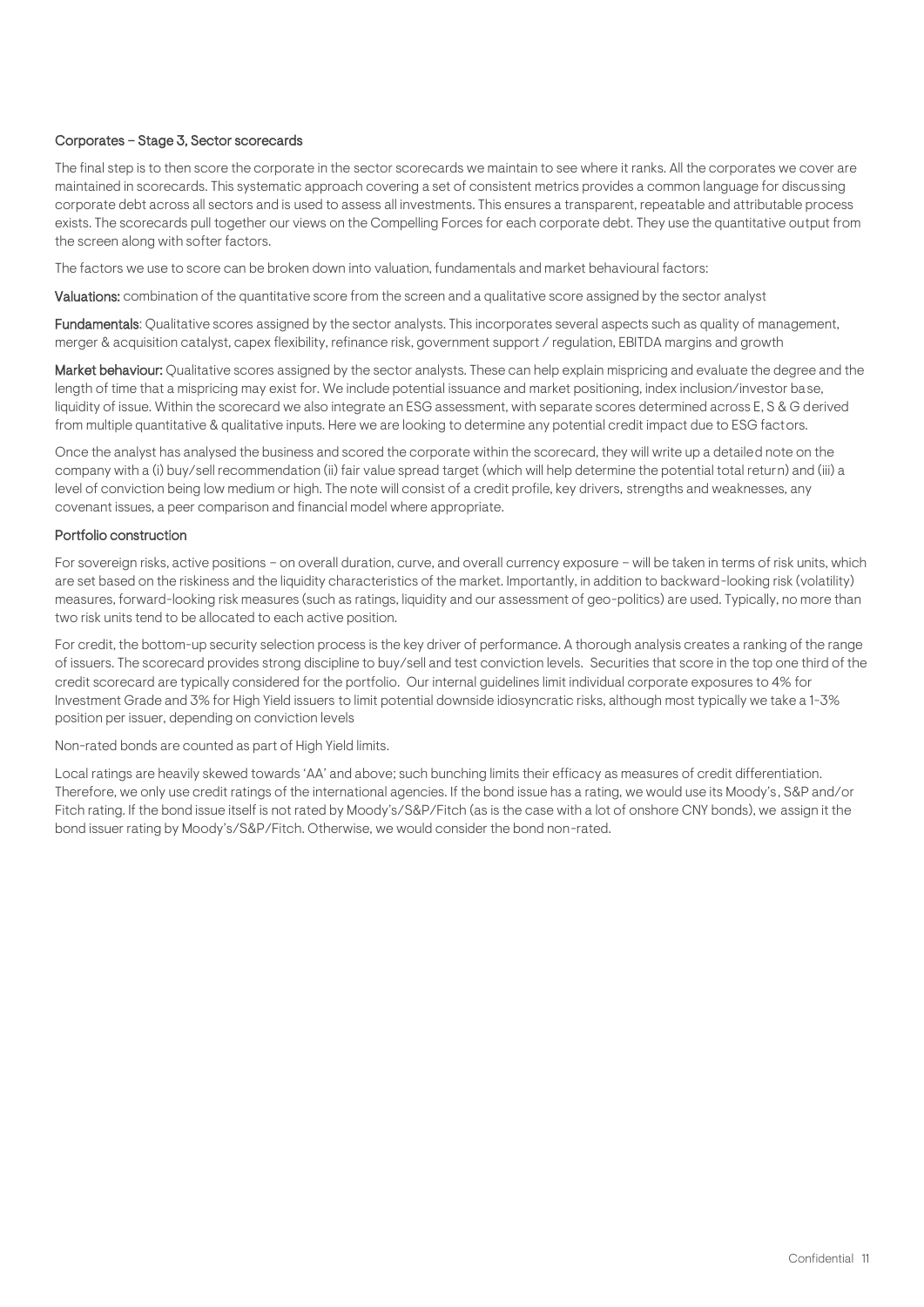### Corporates – Stage 3, Sector scorecards

The final step is to then score the corporate in the sector scorecards we maintain to see where it ranks. All the corporates we cover are maintained in scorecards. This systematic approach covering a set of consistent metrics provides a common language for discussing corporate debt across all sectors and is used to assess all investments. This ensures a transparent, repeatable and attributable process exists. The scorecards pull together our views on the Compelling Forces for each corporate debt. They use the quantitative output from the screen along with softer factors.

The factors we use to score can be broken down into valuation, fundamentals and market behavioural factors:

**Valuations:** combination of the quantitative score from the screen and a qualitative score assigned by the sector analyst

**Fundamentals**: Qualitative scores assigned by the sector analysts. This incorporates several aspects such as quality of management, merger & acquisition catalyst, capex flexibility, refinance risk, government support / regulation, EBITDA margins and growth

**Market behaviour:** Qualitative scores assigned by the sector analysts. These can help explain mispricing and evaluate the degree and the length of time that a mispricing may exist for. We include potential issuance and market positioning, index inclusion/investor base, liquidity of issue. Within the scorecard we also integrate an ESG assessment, with separate scores determined across E, S & G derived from multiple quantitative & qualitative inputs. Here we are looking to determine any potential credit impact due to ESG factors.

Once the analyst has analysed the business and scored the corporate within the scorecard, they will write up a detailed note on the company with a (i) buy/sell recommendation (ii) fair value spread target (which will help determine the potential total return) and (iii) a level of conviction being low medium or high. The note will consist of a credit profile, key drivers, strengths and weaknesses, any covenant issues, a peer comparison and financial model where appropriate.

### Portfolio construction

For sovereign risks, active positions – on overall duration, curve, and overall currency exposure – will be taken in terms of risk units, which are set based on the riskiness and the liquidity characteristics of the market. Importantly, in addition to backward-looking risk (volatility) measures, forward-looking risk measures (such as ratings, liquidity and our assessment of geo-politics) are used. Typically, no more than two risk units tend to be allocated to each active position.

For credit, the bottom-up security selection process is the key driver of performance. A thorough analysis creates a ranking of the range of issuers. The scorecard provides strong discipline to buy/sell and test conviction levels. Securities that score in the top one third of the credit scorecard are typically considered for the portfolio. Our internal guidelines limit individual corporate exposures to 4% for Investment Grade and 3% for High Yield issuers to limit potential downside idiosyncratic risks, although most typically we take a 1-3% position per issuer, depending on conviction levels

Non-rated bonds are counted as part of High Yield limits.

Local ratings are heavily skewed towards 'AA' and above; such bunching limits their efficacy as measures of credit differentiation. Therefore, we only use credit ratings of the international agencies. If the bond issue has a rating, we would use its Moody's, S&P and/or Fitch rating. If the bond issue itself is not rated by Moody's/S&P/Fitch (as is the case with a lot of onshore CNY bonds), we assign it the bond issuer rating by Moody's/S&P/Fitch. Otherwise, we would consider the bond non-rated.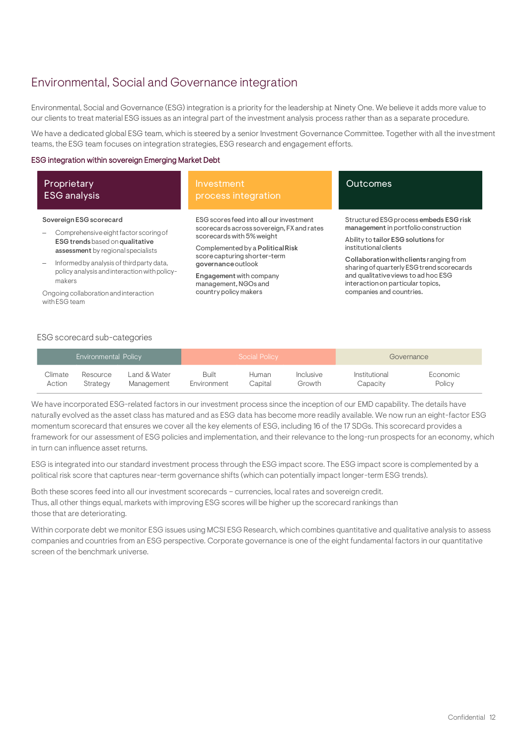## Environmental, Social and Governance integration

Environmental, Social and Governance (ESG) integration is a priority for the leadership at Ninety One. We believe it adds more value to our clients to treat material ESG issues as an integral part of the investment analysis process rather than as a separate procedure.

We have a dedicated global ESG team, which is steered by a senior Investment Governance Committee. Together with all the investment teams, the ESG team focuses on integration strategies, ESG research and engagement efforts.

### ESG integration within sovereign Emerging Market Debt

| Proprietary ESG analysis | Investment process integration | Outcomes |
|---|---|---|
| **Sovereign ESG scorecard**<br>– Comprehensive eight factor scoring of **ESG trends** based on **qualitative assessment** by regional specialists<br>– Informed by analysis of third party data, policy analysis and interaction with policy-makers<br>Ongoing collaboration and interaction with ESG team | ESG scores feed into **all** our investment scorecards across sovereign, FX and rates scorecards with 5% weight<br>Complemented by a **Political Risk** score capturing shorter-term **governance** outlook<br>**Engagement** with company management, NGOs and country policy makers | Structured ESG process **embeds ESG risk management** in portfolio construction<br>Ability to **tailor ESG solutions** for institutional clients<br>**Collaboration with clients** ranging from sharing of quarterly ESG trend scorecards and qualitative views to ad hoc ESG interaction on particular topics, companies and countries. |

### ESG scorecard sub-categories

| Environmental Policy | | | Social Policy | | | Governance | |
|---|---|---|---|---|---|---|---|
| Climate Action | Resource Strategy | Land & Water Management | Built Environment | Human Capital | Inclusive Growth | Institutional Capacity | Economic Policy |

We have incorporated ESG-related factors in our investment process since the inception of our EMD capability. The details have naturally evolved as the asset class has matured and as ESG data has become more readily available. We now run an eight-factor ESG momentum scorecard that ensures we cover all the key elements of ESG, including 16 of the 17 SDGs. This scorecard provides a framework for our assessment of ESG policies and implementation, and their relevance to the long-run prospects for an economy, which in turn can influence asset returns.

ESG is integrated into our standard investment process through the ESG impact score. The ESG impact score is complemented by a political risk score that captures near-term governance shifts (which can potentially impact longer-term ESG trends).

Both these scores feed into all our investment scorecards – currencies, local rates and sovereign credit. Thus, all other things equal, markets with improving ESG scores will be higher up the scorecard rankings than those that are deteriorating.

Within corporate debt we monitor ESG issues using MCSI ESG Research, which combines quantitative and qualitative analysis to assess companies and countries from an ESG perspective. Corporate governance is one of the eight fundamental factors in our quantitative screen of the benchmark universe.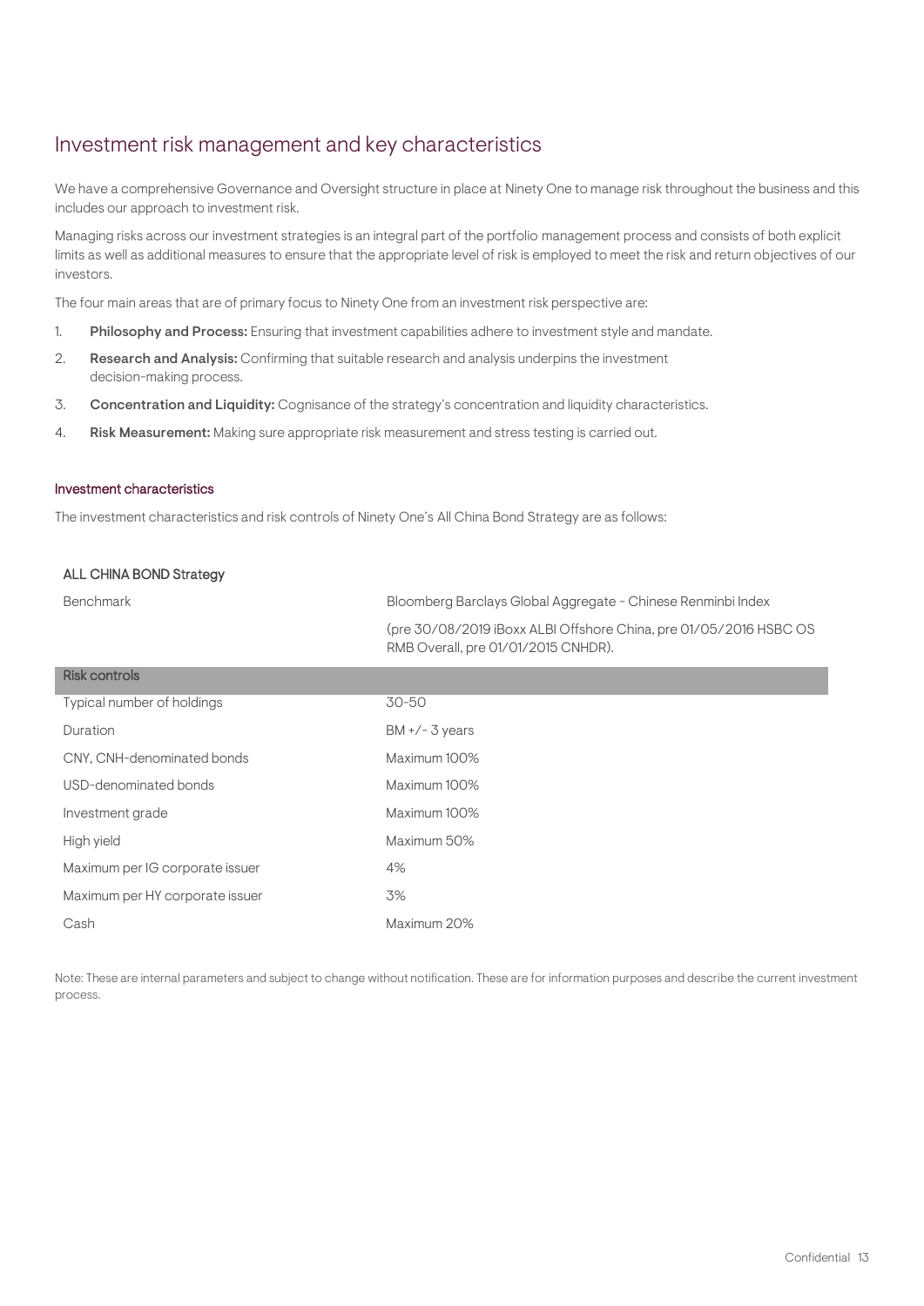# Investment risk management and key characteristics

We have a comprehensive Governance and Oversight structure in place at Ninety One to manage risk throughout the business and this includes our approach to investment risk.

Managing risks across our investment strategies is an integral part of the portfolio management process and consists of both explicit limits as well as additional measures to ensure that the appropriate level of risk is employed to meet the risk and return objectives of our investors.

The four main areas that are of primary focus to Ninety One from an investment risk perspective are:

1. **Philosophy and Process:** Ensuring that investment capabilities adhere to investment style and mandate.
2. **Research and Analysis:** Confirming that suitable research and analysis underpins the investment decision-making process.
3. **Concentration and Liquidity:** Cognisance of the strategy's concentration and liquidity characteristics.
4. **Risk Measurement:** Making sure appropriate risk measurement and stress testing is carried out.

### Investment characteristics

The investment characteristics and risk controls of Ninety One's All China Bond Strategy are as follows:

| ALL CHINA BOND Strategy | |
|---|---|
| Benchmark | Bloomberg Barclays Global Aggregate - Chinese Renminbi Index<br>(pre 30/08/2019 iBoxx ALBI Offshore China, pre 01/05/2016 HSBC OS RMB Overall, pre 01/01/2015 CNHDR). |
| **Risk controls** | |
| Typical number of holdings | 30-50 |
| Duration | BM +/- 3 years |
| CNY, CNH-denominated bonds | Maximum 100% |
| USD-denominated bonds | Maximum 100% |
| Investment grade | Maximum 100% |
| High yield | Maximum 50% |
| Maximum per IG corporate issuer | 4% |
| Maximum per HY corporate issuer | 3% |
| Cash | Maximum 20% |

Note: These are internal parameters and subject to change without notification. These are for information purposes and describe the current investment process.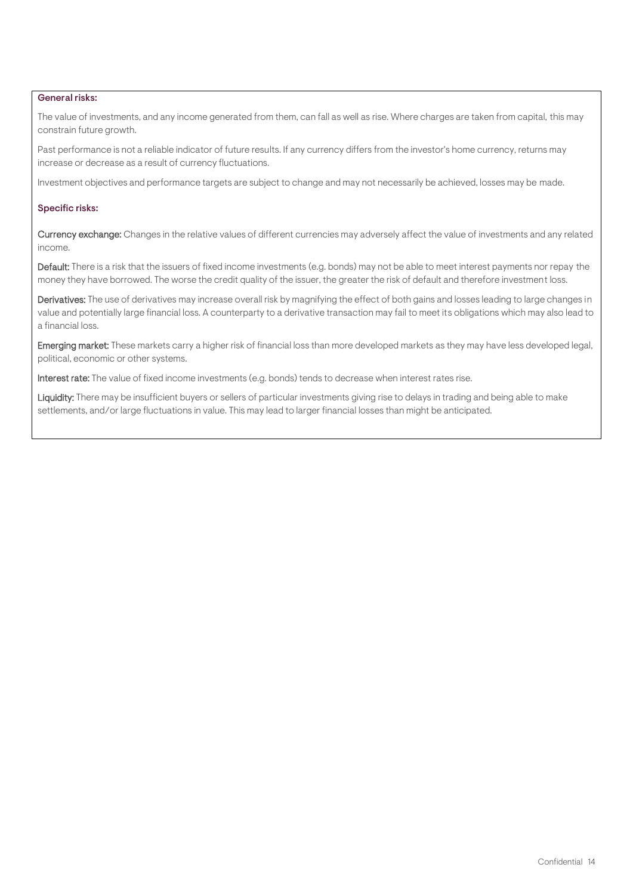**General risks:**

The value of investments, and any income generated from them, can fall as well as rise. Where charges are taken from capital, this may constrain future growth.

Past performance is not a reliable indicator of future results. If any currency differs from the investor's home currency, returns may increase or decrease as a result of currency fluctuations.

Investment objectives and performance targets are subject to change and may not necessarily be achieved, losses may be made.

**Specific risks:**

**Currency exchange:** Changes in the relative values of different currencies may adversely affect the value of investments and any related income.

**Default:** There is a risk that the issuers of fixed income investments (e.g. bonds) may not be able to meet interest payments nor repay the money they have borrowed. The worse the credit quality of the issuer, the greater the risk of default and therefore investment loss.

**Derivatives:** The use of derivatives may increase overall risk by magnifying the effect of both gains and losses leading to large changes in value and potentially large financial loss. A counterparty to a derivative transaction may fail to meet its obligations which may also lead to a financial loss.

**Emerging market:** These markets carry a higher risk of financial loss than more developed markets as they may have less developed legal, political, economic or other systems.

**Interest rate:** The value of fixed income investments (e.g. bonds) tends to decrease when interest rates rise.

**Liquidity:** There may be insufficient buyers or sellers of particular investments giving rise to delays in trading and being able to make settlements, and/or large fluctuations in value. This may lead to larger financial losses than might be anticipated.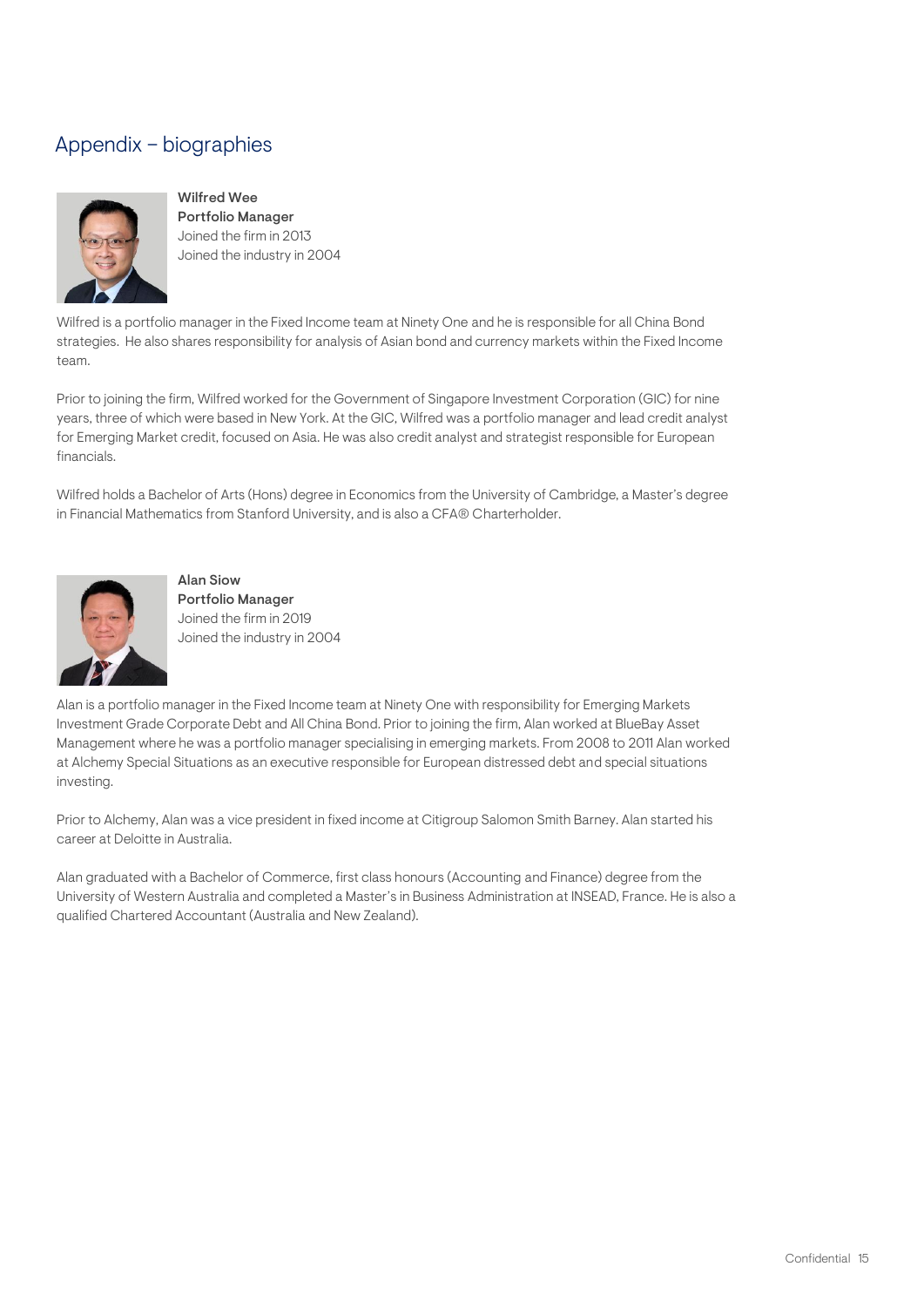## Appendix – biographies

**Wilfred Wee**
**Portfolio Manager**
Joined the firm in 2013
Joined the industry in 2004

Wilfred is a portfolio manager in the Fixed Income team at Ninety One and he is responsible for all China Bond strategies. He also shares responsibility for analysis of Asian bond and currency markets within the Fixed Income team.

Prior to joining the firm, Wilfred worked for the Government of Singapore Investment Corporation (GIC) for nine years, three of which were based in New York. At the GIC, Wilfred was a portfolio manager and lead credit analyst for Emerging Market credit, focused on Asia. He was also credit analyst and strategist responsible for European financials.

Wilfred holds a Bachelor of Arts (Hons) degree in Economics from the University of Cambridge, a Master's degree in Financial Mathematics from Stanford University, and is also a CFA® Charterholder.

**Alan Siow**
**Portfolio Manager**
Joined the firm in 2019
Joined the industry in 2004

Alan is a portfolio manager in the Fixed Income team at Ninety One with responsibility for Emerging Markets Investment Grade Corporate Debt and All China Bond. Prior to joining the firm, Alan worked at BlueBay Asset Management where he was a portfolio manager specialising in emerging markets. From 2008 to 2011 Alan worked at Alchemy Special Situations as an executive responsible for European distressed debt and special situations investing.

Prior to Alchemy, Alan was a vice president in fixed income at Citigroup Salomon Smith Barney. Alan started his career at Deloitte in Australia.

Alan graduated with a Bachelor of Commerce, first class honours (Accounting and Finance) degree from the University of Western Australia and completed a Master's in Business Administration at INSEAD, France. He is also a qualified Chartered Accountant (Australia and New Zealand).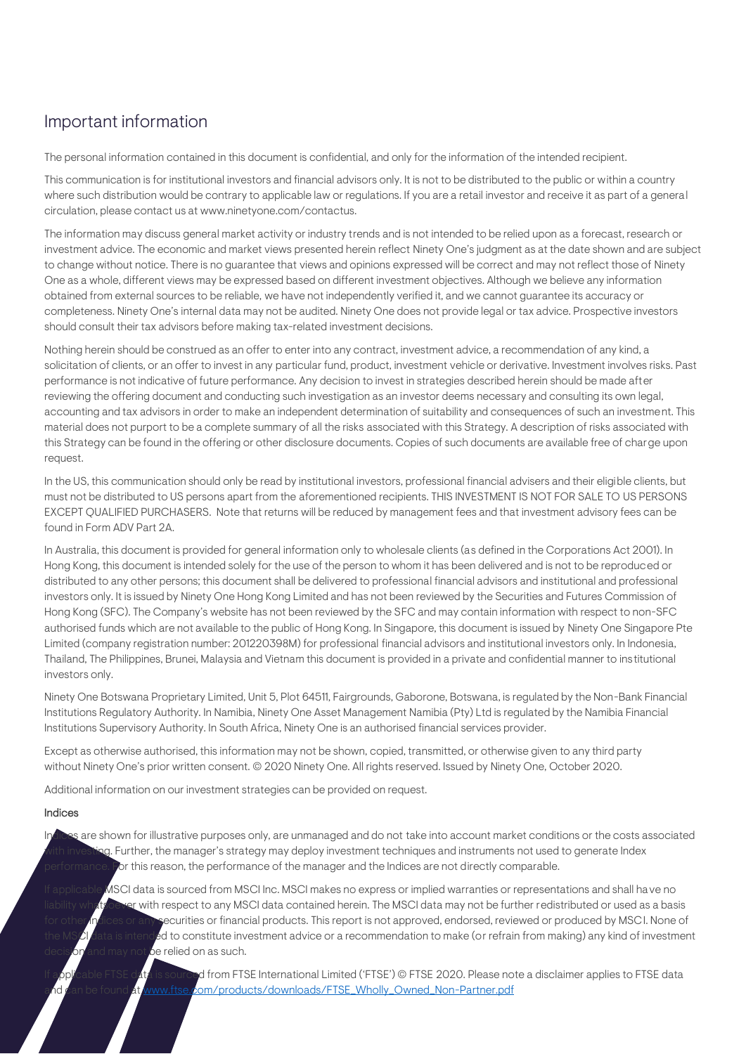## Important information

The personal information contained in this document is confidential, and only for the information of the intended recipient.

This communication is for institutional investors and financial advisors only. It is not to be distributed to the public or within a country where such distribution would be contrary to applicable law or regulations. If you are a retail investor and receive it as part of a general circulation, please contact us at www.ninetyone.com/contactus.

The information may discuss general market activity or industry trends and is not intended to be relied upon as a forecast, research or investment advice. The economic and market views presented herein reflect Ninety One's judgment as at the date shown and are subject to change without notice. There is no guarantee that views and opinions expressed will be correct and may not reflect those of Ninety One as a whole, different views may be expressed based on different investment objectives. Although we believe any information obtained from external sources to be reliable, we have not independently verified it, and we cannot guarantee its accuracy or completeness. Ninety One's internal data may not be audited. Ninety One does not provide legal or tax advice. Prospective investors should consult their tax advisors before making tax-related investment decisions.

Nothing herein should be construed as an offer to enter into any contract, investment advice, a recommendation of any kind, a solicitation of clients, or an offer to invest in any particular fund, product, investment vehicle or derivative. Investment involves risks. Past performance is not indicative of future performance. Any decision to invest in strategies described herein should be made after reviewing the offering document and conducting such investigation as an investor deems necessary and consulting its own legal, accounting and tax advisors in order to make an independent determination of suitability and consequences of such an investment. This material does not purport to be a complete summary of all the risks associated with this Strategy. A description of risks associated with this Strategy can be found in the offering or other disclosure documents. Copies of such documents are available free of charge upon request.

In the US, this communication should only be read by institutional investors, professional financial advisers and their eligible clients, but must not be distributed to US persons apart from the aforementioned recipients. THIS INVESTMENT IS NOT FOR SALE TO US PERSONS EXCEPT QUALIFIED PURCHASERS. Note that returns will be reduced by management fees and that investment advisory fees can be found in Form ADV Part 2A.

In Australia, this document is provided for general information only to wholesale clients (as defined in the Corporations Act 2001). In Hong Kong, this document is intended solely for the use of the person to whom it has been delivered and is not to be reproduced or distributed to any other persons; this document shall be delivered to professional financial advisors and institutional and professional investors only. It is issued by Ninety One Hong Kong Limited and has not been reviewed by the Securities and Futures Commission of Hong Kong (SFC). The Company's website has not been reviewed by the SFC and may contain information with respect to non-SFC authorised funds which are not available to the public of Hong Kong. In Singapore, this document is issued by Ninety One Singapore Pte Limited (company registration number: 201220398M) for professional financial advisors and institutional investors only. In Indonesia, Thailand, The Philippines, Brunei, Malaysia and Vietnam this document is provided in a private and confidential manner to institutional investors only.

Ninety One Botswana Proprietary Limited, Unit 5, Plot 64511, Fairgrounds, Gaborone, Botswana, is regulated by the Non-Bank Financial Institutions Regulatory Authority. In Namibia, Ninety One Asset Management Namibia (Pty) Ltd is regulated by the Namibia Financial Institutions Supervisory Authority. In South Africa, Ninety One is an authorised financial services provider.

Except as otherwise authorised, this information may not be shown, copied, transmitted, or otherwise given to any third party without Ninety One's prior written consent. © 2020 Ninety One. All rights reserved. Issued by Ninety One, October 2020.

Additional information on our investment strategies can be provided on request.

### Indices

Indices are shown for illustrative purposes only, are unmanaged and do not take into account market conditions or the costs associated with investing. Further, the manager's strategy may deploy investment techniques and instruments not used to generate Index performance. For this reason, the performance of the manager and the Indices are not directly comparable.

If applicable MSCI data is sourced from MSCI Inc. MSCI makes no express or implied warranties or representations and shall have no liability whatsoever with respect to any MSCI data contained herein. The MSCI data may not be further redistributed or used as a basis for other indices or any securities or financial products. This report is not approved, endorsed, reviewed or produced by MSCI. None of the MSCI data is intended to constitute investment advice or a recommendation to make (or refrain from making) any kind of investment decision and may not be relied on as such.

If applicable FTSE data is sourced from FTSE International Limited ('FTSE') © FTSE 2020. Please note a disclaimer applies to FTSE data and can be found at www.ftse.com/products/downloads/FTSE_Wholly_Owned_Non-Partner.pdf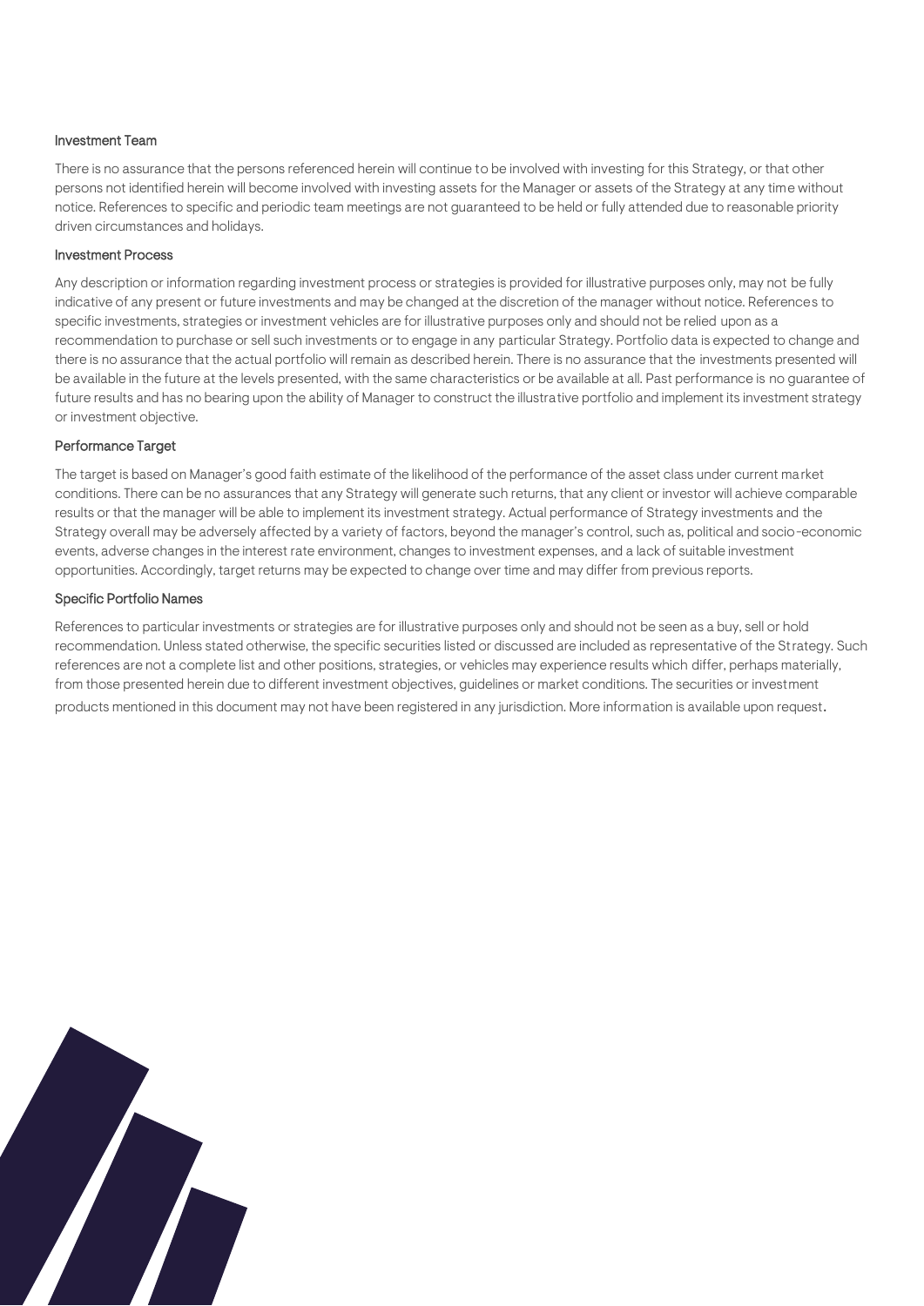### Investment Team

There is no assurance that the persons referenced herein will continue to be involved with investing for this Strategy, or that other persons not identified herein will become involved with investing assets for the Manager or assets of the Strategy at any time without notice. References to specific and periodic team meetings are not guaranteed to be held or fully attended due to reasonable priority driven circumstances and holidays.

### Investment Process

Any description or information regarding investment process or strategies is provided for illustrative purposes only, may not be fully indicative of any present or future investments and may be changed at the discretion of the manager without notice. References to specific investments, strategies or investment vehicles are for illustrative purposes only and should not be relied upon as a recommendation to purchase or sell such investments or to engage in any particular Strategy. Portfolio data is expected to change and there is no assurance that the actual portfolio will remain as described herein. There is no assurance that the investments presented will be available in the future at the levels presented, with the same characteristics or be available at all. Past performance is no guarantee of future results and has no bearing upon the ability of Manager to construct the illustrative portfolio and implement its investment strategy or investment objective.

### Performance Target

The target is based on Manager's good faith estimate of the likelihood of the performance of the asset class under current market conditions. There can be no assurances that any Strategy will generate such returns, that any client or investor will achieve comparable results or that the manager will be able to implement its investment strategy. Actual performance of Strategy investments and the Strategy overall may be adversely affected by a variety of factors, beyond the manager's control, such as, political and socio-economic events, adverse changes in the interest rate environment, changes to investment expenses, and a lack of suitable investment opportunities. Accordingly, target returns may be expected to change over time and may differ from previous reports.

### Specific Portfolio Names

References to particular investments or strategies are for illustrative purposes only and should not be seen as a buy, sell or hold recommendation. Unless stated otherwise, the specific securities listed or discussed are included as representative of the Strategy. Such references are not a complete list and other positions, strategies, or vehicles may experience results which differ, perhaps materially, from those presented herein due to different investment objectives, guidelines or market conditions. The securities or investment products mentioned in this document may not have been registered in any jurisdiction. More information is available upon request.